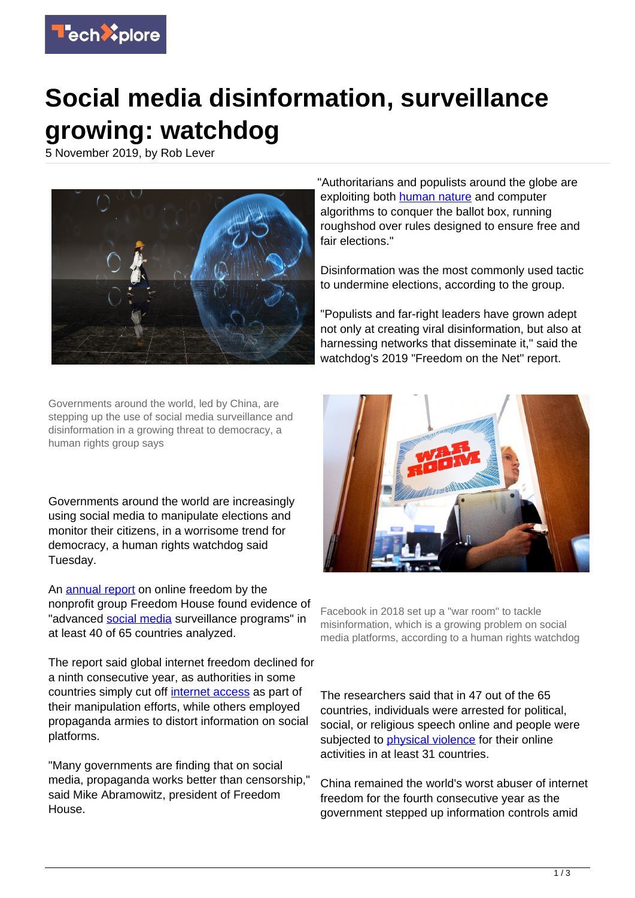# Social media disinformation, surveillance growing: watchdog

5 November 2019, by Rob Lever

Governments around the world, led by China, are stepping up the use of social media surveillance and disinformation in a growing threat to democracy, a human rights group says

Governments around the world are increasingly using social media to manipulate elections and monitor their citizens, in a worrisome trend for democracy, a human rights watchdog said Tuesday.

An annual report on online freedom by the nonprofit group Freedom House found evidence of "advanced social media surveillance programs" in at least 40 of 65 countries analyzed.

The report said global internet freedom declined for a ninth consecutive year, as authorities in some countries simply cut off internet access as part of their manipulation efforts, while others employed propaganda armies to distort information on social platforms.

"Many governments are finding that on social media, propaganda works better than censorship," said Mike Abramowitz, president of Freedom House.

"Authoritarians and populists around the globe are exploiting both human nature and computer algorithms to conquer the ballot box, running roughshod over rules designed to ensure free and fair elections."

Disinformation was the most commonly used tactic to undermine elections, according to the group.

"Populists and far-right leaders have grown adept not only at creating viral disinformation, but also at harnessing networks that disseminate it," said the watchdog's 2019 "Freedom on the Net" report.

Facebook in 2018 set up a "war room" to tackle misinformation, which is a growing problem on social media platforms, according to a human rights watchdog

The researchers said that in 47 out of the 65 countries, individuals were arrested for political, social, or religious speech online and people were subjected to physical violence for their online activities in at least 31 countries.

China remained the world's worst abuser of internet freedom for the fourth consecutive year as the government stepped up information controls amid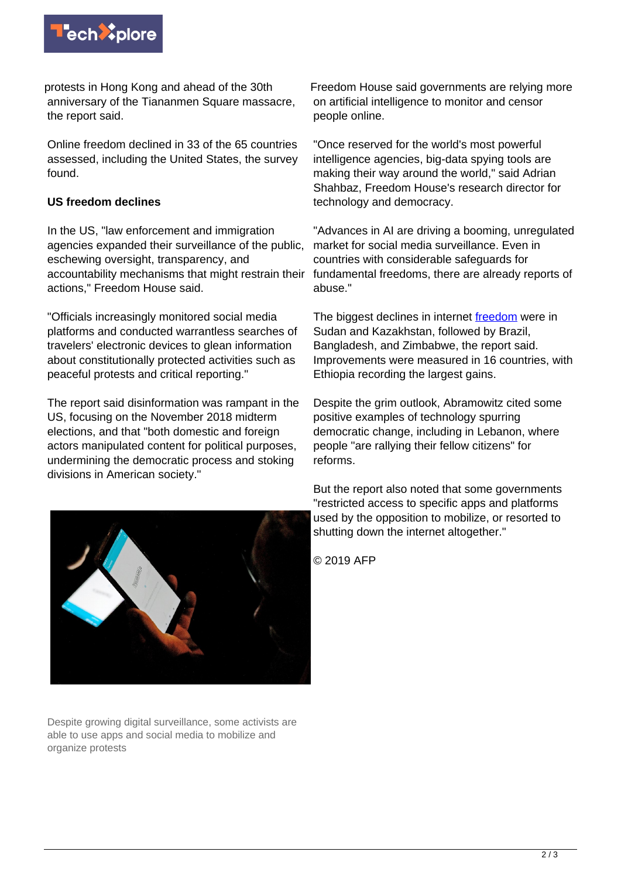protests in Hong Kong and ahead of the 30th anniversary of the Tiananmen Square massacre, the report said.

Online freedom declined in 33 of the 65 countries assessed, including the United States, the survey found.

**US freedom declines**

In the US, "law enforcement and immigration agencies expanded their surveillance of the public, eschewing oversight, transparency, and accountability mechanisms that might restrain their actions," Freedom House said.

"Officials increasingly monitored social media platforms and conducted warrantless searches of travelers' electronic devices to glean information about constitutionally protected activities such as peaceful protests and critical reporting."

The report said disinformation was rampant in the US, focusing on the November 2018 midterm elections, and that "both domestic and foreign actors manipulated content for political purposes, undermining the democratic process and stoking divisions in American society."

Despite growing digital surveillance, some activists are able to use apps and social media to mobilize and organize protests

Freedom House said governments are relying more on artificial intelligence to monitor and censor people online.

"Once reserved for the world's most powerful intelligence agencies, big-data spying tools are making their way around the world," said Adrian Shahbaz, Freedom House's research director for technology and democracy.

"Advances in AI are driving a booming, unregulated market for social media surveillance. Even in countries with considerable safeguards for fundamental freedoms, there are already reports of abuse."

The biggest declines in internet freedom were in Sudan and Kazakhstan, followed by Brazil, Bangladesh, and Zimbabwe, the report said. Improvements were measured in 16 countries, with Ethiopia recording the largest gains.

Despite the grim outlook, Abramowitz cited some positive examples of technology spurring democratic change, including in Lebanon, where people "are rallying their fellow citizens" for reforms.

But the report also noted that some governments "restricted access to specific apps and platforms used by the opposition to mobilize, or resorted to shutting down the internet altogether."

© 2019 AFP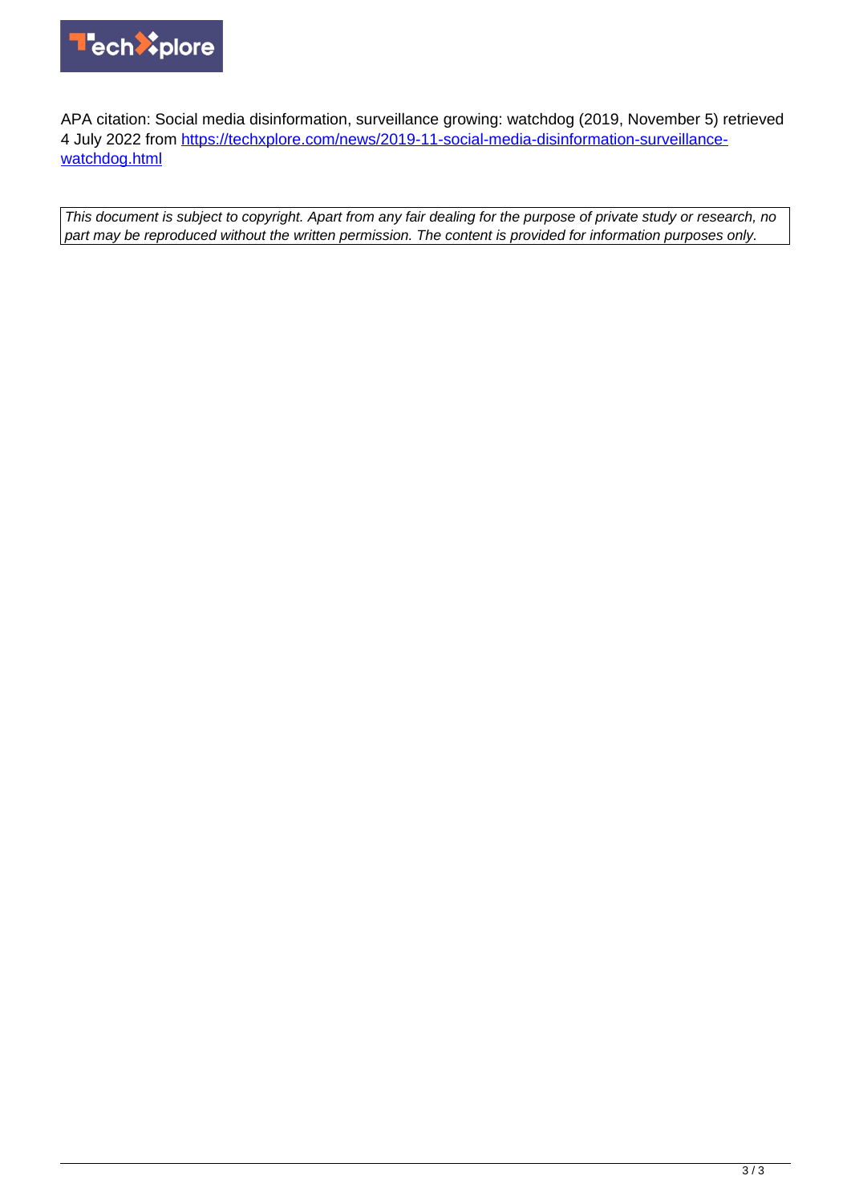APA citation: Social media disinformation, surveillance growing: watchdog (2019, November 5) retrieved 4 July 2022 from https://techxplore.com/news/2019-11-social-media-disinformation-surveillance-watchdog.html

*This document is subject to copyright. Apart from any fair dealing for the purpose of private study or research, no part may be reproduced without the written permission. The content is provided for information purposes only.*